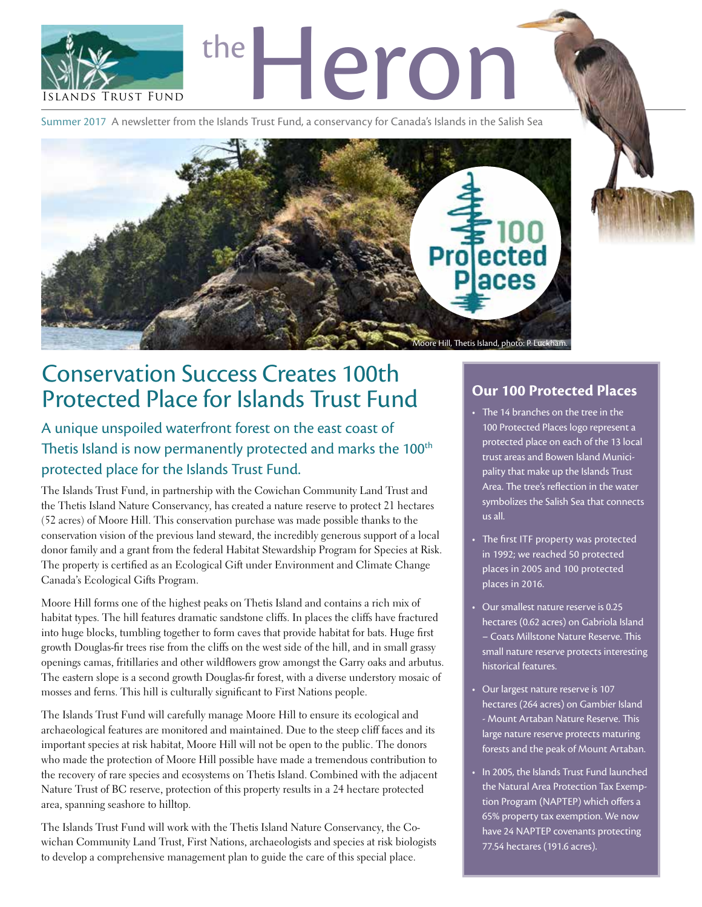# the Heron

Islands Trust Fund

Summer 2017 A newsletter from the Islands Trust Fund, a conservancy for Canada's Islands in the Salish Sea

Moore Hill, Thetis Island, photo: P. Luckham.

## Conservation Success Creates 100th Protected Place for Islands Trust Fund

### A unique unspoiled waterfront forest on the east coast of Thetis Island is now permanently protected and marks the 100th protected place for the Islands Trust Fund.

The Islands Trust Fund, in partnership with the Cowichan Community Land Trust and the Thetis Island Nature Conservancy, has created a nature reserve to protect 21 hectares (52 acres) of Moore Hill. This conservation purchase was made possible thanks to the conservation vision of the previous land steward, the incredibly generous support of a local donor family and a grant from the federal Habitat Stewardship Program for Species at Risk. The property is certified as an Ecological Gift under Environment and Climate Change Canada's Ecological Gifts Program.

Moore Hill forms one of the highest peaks on Thetis Island and contains a rich mix of habitat types. The hill features dramatic sandstone cliffs. In places the cliffs have fractured into huge blocks, tumbling together to form caves that provide habitat for bats. Huge first growth Douglas-fir trees rise from the cliffs on the west side of the hill, and in small grassy openings camas, fritillaries and other wildflowers grow amongst the Garry oaks and arbutus. The eastern slope is a second growth Douglas-fir forest, with a diverse understory mosaic of mosses and ferns. This hill is culturally significant to First Nations people.

The Islands Trust Fund will carefully manage Moore Hill to ensure its ecological and archaeological features are monitored and maintained. Due to the steep cliff faces and its important species at risk habitat, Moore Hill will not be open to the public. The donors who made the protection of Moore Hill possible have made a tremendous contribution to the recovery of rare species and ecosystems on Thetis Island. Combined with the adjacent Nature Trust of BC reserve, protection of this property results in a 24 hectare protected area, spanning seashore to hilltop.

The Islands Trust Fund will work with the Thetis Island Nature Conservancy, the Cowichan Community Land Trust, First Nations, archaeologists and species at risk biologists to develop a comprehensive management plan to guide the care of this special place.

### Our 100 Protected Places

- The 14 branches on the tree in the 100 Protected Places logo represent a protected place on each of the 13 local trust areas and Bowen Island Municipality that make up the Islands Trust Area. The tree's reflection in the water symbolizes the Salish Sea that connects us all.
- The first ITF property was protected in 1992; we reached 50 protected places in 2005 and 100 protected places in 2016.
- Our smallest nature reserve is 0.25 hectares (0.62 acres) on Gabriola Island – Coats Millstone Nature Reserve. This small nature reserve protects interesting historical features.
- Our largest nature reserve is 107 hectares (264 acres) on Gambier Island - Mount Artaban Nature Reserve. This large nature reserve protects maturing forests and the peak of Mount Artaban.
- In 2005, the Islands Trust Fund launched the Natural Area Protection Tax Exemption Program (NAPTEP) which offers a 65% property tax exemption. We now have 24 NAPTEP covenants protecting 77.54 hectares (191.6 acres).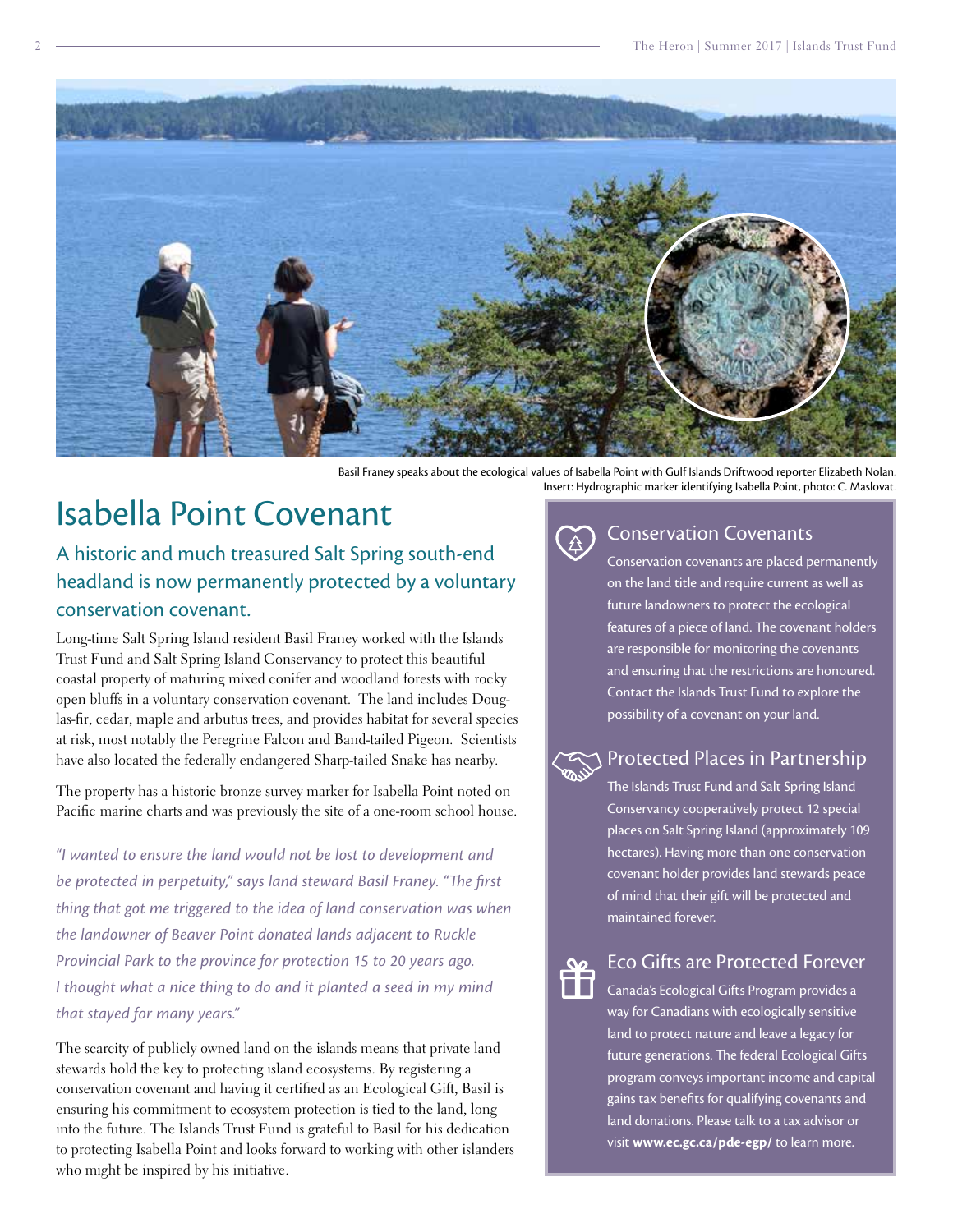Basil Franey speaks about the ecological values of Isabella Point with Gulf Islands Driftwood reporter Elizabeth Nolan. Insert: Hydrographic marker identifying Isabella Point, photo: C. Maslovat.

# Isabella Point Covenant

## A historic and much treasured Salt Spring south-end headland is now permanently protected by a voluntary conservation covenant.

Long-time Salt Spring Island resident Basil Franey worked with the Islands Trust Fund and Salt Spring Island Conservancy to protect this beautiful coastal property of maturing mixed conifer and woodland forests with rocky open bluffs in a voluntary conservation covenant. The land includes Douglas-fir, cedar, maple and arbutus trees, and provides habitat for several species at risk, most notably the Peregrine Falcon and Band-tailed Pigeon. Scientists have also located the federally endangered Sharp-tailed Snake has nearby.

The property has a historic bronze survey marker for Isabella Point noted on Pacific marine charts and was previously the site of a one-room school house.

*"I wanted to ensure the land would not be lost to development and be protected in perpetuity," says land steward Basil Franey. "The first thing that got me triggered to the idea of land conservation was when the landowner of Beaver Point donated lands adjacent to Ruckle Provincial Park to the province for protection 15 to 20 years ago. I thought what a nice thing to do and it planted a seed in my mind that stayed for many years."*

The scarcity of publicly owned land on the islands means that private land stewards hold the key to protecting island ecosystems. By registering a conservation covenant and having it certified as an Ecological Gift, Basil is ensuring his commitment to ecosystem protection is tied to the land, long into the future. The Islands Trust Fund is grateful to Basil for his dedication to protecting Isabella Point and looks forward to working with other islanders who might be inspired by his initiative.

### Conservation Covenants

Conservation covenants are placed permanently on the land title and require current as well as future landowners to protect the ecological features of a piece of land. The covenant holders are responsible for monitoring the covenants and ensuring that the restrictions are honoured. Contact the Islands Trust Fund to explore the possibility of a covenant on your land.

### Protected Places in Partnership

The Islands Trust Fund and Salt Spring Island Conservancy cooperatively protect 12 special places on Salt Spring Island (approximately 109 hectares). Having more than one conservation covenant holder provides land stewards peace of mind that their gift will be protected and maintained forever.

### Eco Gifts are Protected Forever

Canada's Ecological Gifts Program provides a way for Canadians with ecologically sensitive land to protect nature and leave a legacy for future generations. The federal Ecological Gifts program conveys important income and capital gains tax benefits for qualifying covenants and land donations. Please talk to a tax advisor or visit **www.ec.gc.ca/pde-egp/** to learn more.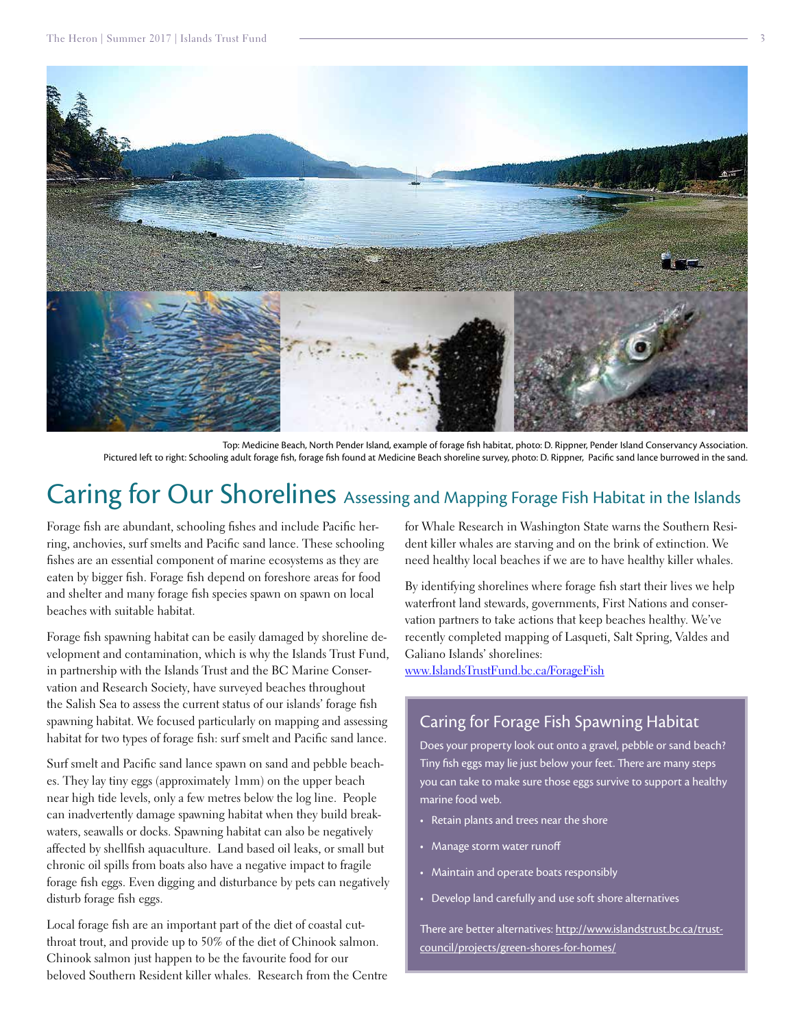Top: Medicine Beach, North Pender Island, example of forage fish habitat, photo: D. Rippner, Pender Island Conservancy Association.
Pictured left to right: Schooling adult forage fish, forage fish found at Medicine Beach shoreline survey, photo: D. Rippner, Pacific sand lance burrowed in the sand.

# Caring for Our Shorelines

## Assessing and Mapping Forage Fish Habitat in the Islands

Forage fish are abundant, schooling fishes and include Pacific herring, anchovies, surf smelts and Pacific sand lance. These schooling fishes are an essential component of marine ecosystems as they are eaten by bigger fish. Forage fish depend on foreshore areas for food and shelter and many forage fish species spawn on spawn on local beaches with suitable habitat.

Forage fish spawning habitat can be easily damaged by shoreline development and contamination, which is why the Islands Trust Fund, in partnership with the Islands Trust and the BC Marine Conservation and Research Society, have surveyed beaches throughout the Salish Sea to assess the current status of our islands' forage fish spawning habitat. We focused particularly on mapping and assessing habitat for two types of forage fish: surf smelt and Pacific sand lance.

Surf smelt and Pacific sand lance spawn on sand and pebble beaches. They lay tiny eggs (approximately 1mm) on the upper beach near high tide levels, only a few metres below the log line. People can inadvertently damage spawning habitat when they build breakwaters, seawalls or docks. Spawning habitat can also be negatively affected by shellfish aquaculture. Land based oil leaks, or small but chronic oil spills from boats also have a negative impact to fragile forage fish eggs. Even digging and disturbance by pets can negatively disturb forage fish eggs.

Local forage fish are an important part of the diet of coastal cutthroat trout, and provide up to 50% of the diet of Chinook salmon. Chinook salmon just happen to be the favourite food for our beloved Southern Resident killer whales. Research from the Centre for Whale Research in Washington State warns the Southern Resident killer whales are starving and on the brink of extinction. We need healthy local beaches if we are to have healthy killer whales.

By identifying shorelines where forage fish start their lives we help waterfront land stewards, governments, First Nations and conservation partners to take actions that keep beaches healthy. We've recently completed mapping of Lasqueti, Salt Spring, Valdes and Galiano Islands' shorelines:
www.IslandsTrustFund.bc.ca/ForageFish

### Caring for Forage Fish Spawning Habitat

Does your property look out onto a gravel, pebble or sand beach? Tiny fish eggs may lie just below your feet. There are many steps you can take to make sure those eggs survive to support a healthy marine food web.

- Retain plants and trees near the shore
- Manage storm water runoff
- Maintain and operate boats responsibly
- Develop land carefully and use soft shore alternatives

There are better alternatives: http://www.islandstrust.bc.ca/trust-council/projects/green-shores-for-homes/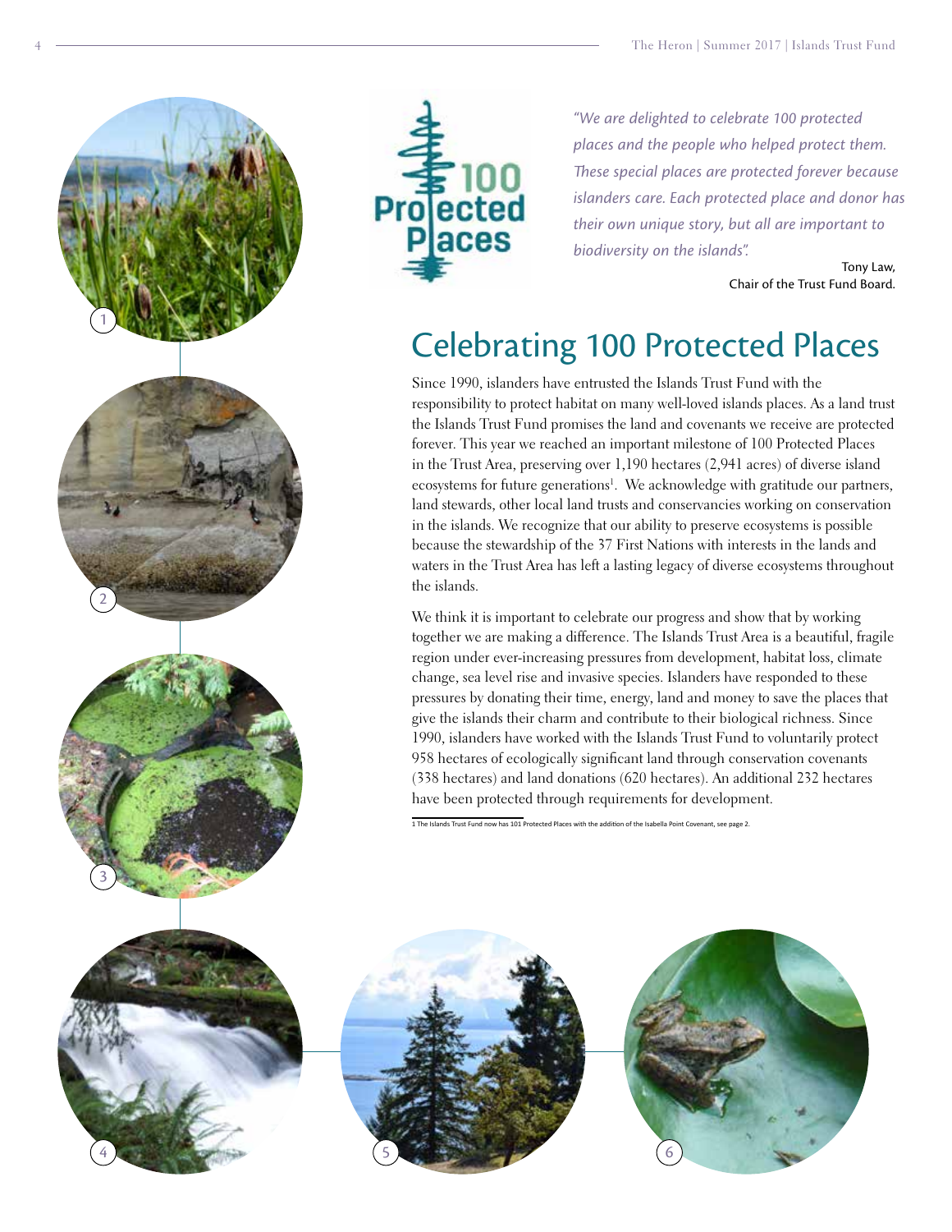"We are delighted to celebrate 100 protected places and the people who helped protect them. These special places are protected forever because islanders care. Each protected place and donor has their own unique story, but all are important to biodiversity on the islands".

Tony Law,
Chair of the Trust Fund Board.

# Celebrating 100 Protected Places

Since 1990, islanders have entrusted the Islands Trust Fund with the responsibility to protect habitat on many well-loved islands places. As a land trust the Islands Trust Fund promises the land and covenants we receive are protected forever. This year we reached an important milestone of 100 Protected Places in the Trust Area, preserving over 1,190 hectares (2,941 acres) of diverse island ecosystems for future generations[1]. We acknowledge with gratitude our partners, land stewards, other local land trusts and conservancies working on conservation in the islands. We recognize that our ability to preserve ecosystems is possible because the stewardship of the 37 First Nations with interests in the lands and waters in the Trust Area has left a lasting legacy of diverse ecosystems throughout the islands.

We think it is important to celebrate our progress and show that by working together we are making a difference. The Islands Trust Area is a beautiful, fragile region under ever-increasing pressures from development, habitat loss, climate change, sea level rise and invasive species. Islanders have responded to these pressures by donating their time, energy, land and money to save the places that give the islands their charm and contribute to their biological richness. Since 1990, islanders have worked with the Islands Trust Fund to voluntarily protect 958 hectares of ecologically significant land through conservation covenants (338 hectares) and land donations (620 hectares). An additional 232 hectares have been protected through requirements for development.

1 The Islands Trust Fund now has 101 Protected Places with the addition of the Isabella Point Covenant, see page 2.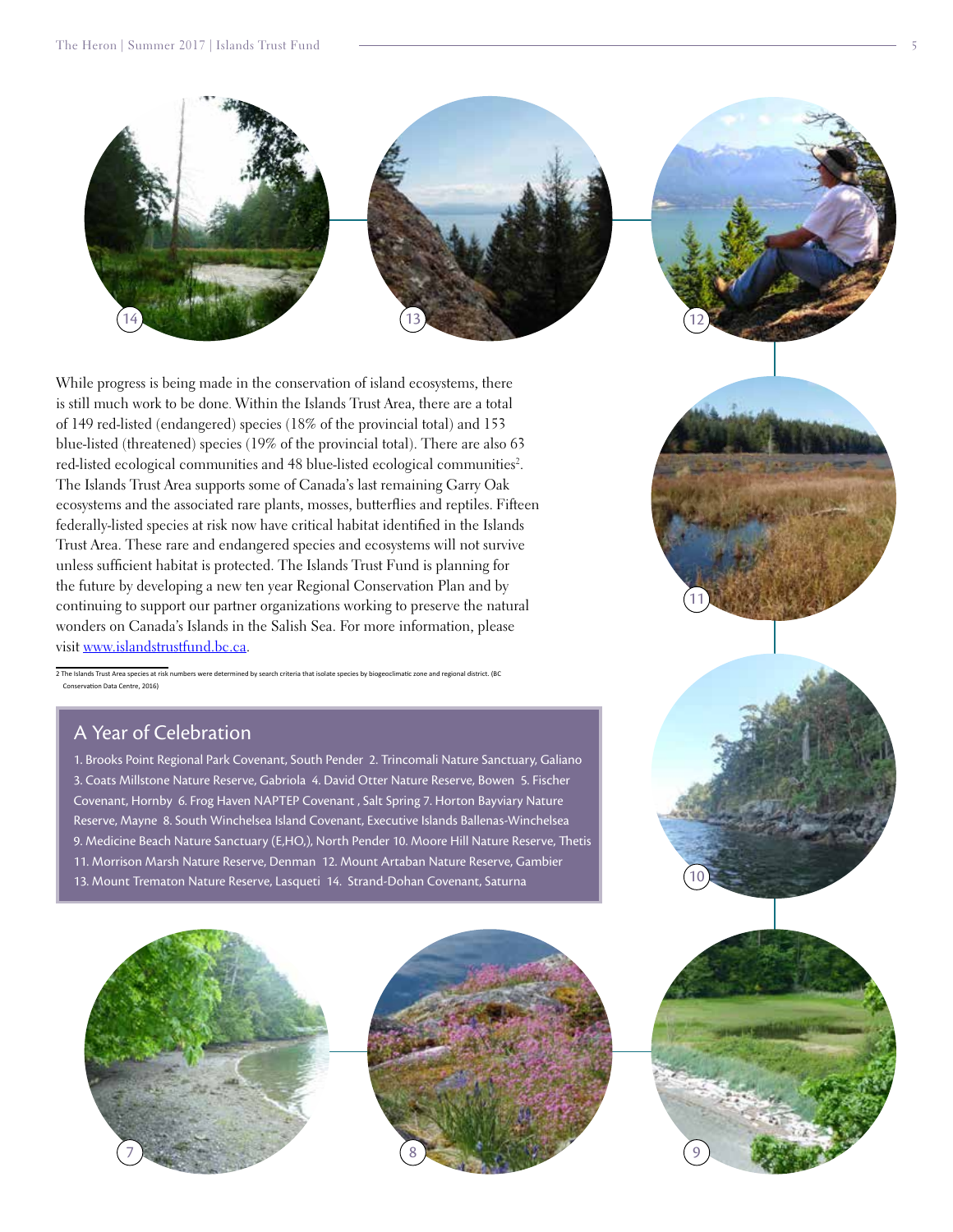While progress is being made in the conservation of island ecosystems, there is still much work to be done. Within the Islands Trust Area, there are a total of 149 red-listed (endangered) species (18% of the provincial total) and 153 blue-listed (threatened) species (19% of the provincial total). There are also 63 red-listed ecological communities and 48 blue-listed ecological communities[2]. The Islands Trust Area supports some of Canada's last remaining Garry Oak ecosystems and the associated rare plants, mosses, butterflies and reptiles. Fifteen federally-listed species at risk now have critical habitat identified in the Islands Trust Area. These rare and endangered species and ecosystems will not survive unless sufficient habitat is protected. The Islands Trust Fund is planning for the future by developing a new ten year Regional Conservation Plan and by continuing to support our partner organizations working to preserve the natural wonders on Canada's Islands in the Salish Sea. For more information, please visit [www.islandstrustfund.bc.ca](http://www.islandstrustfund.bc.ca).

2 The Islands Trust Area species at risk numbers were determined by search criteria that isolate species by biogeoclimatic zone and regional district. (BC Conservation Data Centre, 2016)

## A Year of Celebration

1. Brooks Point Regional Park Covenant, South Pender 2. Trincomali Nature Sanctuary, Galiano 3. Coats Millstone Nature Reserve, Gabriola 4. David Otter Nature Reserve, Bowen 5. Fischer Covenant, Hornby 6. Frog Haven NAPTEP Covenant , Salt Spring 7. Horton Bayviary Nature Reserve, Mayne 8. South Winchelsea Island Covenant, Executive Islands Ballenas-Winchelsea 9. Medicine Beach Nature Sanctuary (E,HO,), North Pender 10. Moore Hill Nature Reserve, Thetis 11. Morrison Marsh Nature Reserve, Denman 12. Mount Artaban Nature Reserve, Gambier 13. Mount Trematon Nature Reserve, Lasqueti 14. Strand-Dohan Covenant, Saturna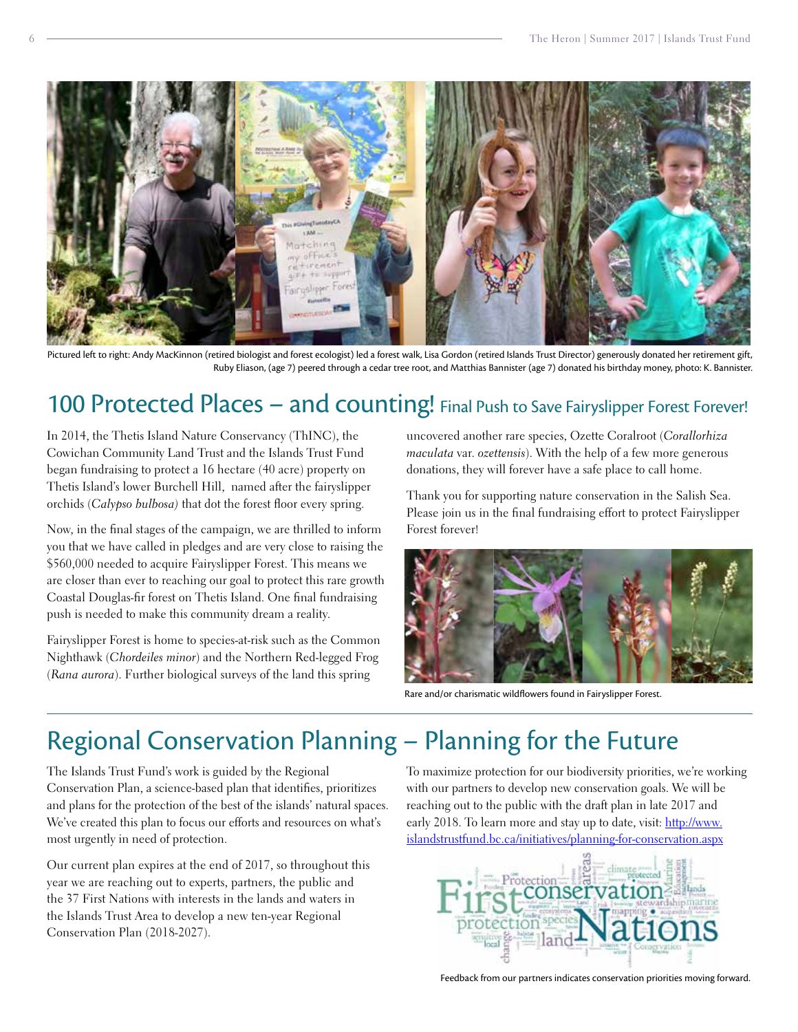Pictured left to right: Andy MacKinnon (retired biologist and forest ecologist) led a forest walk, Lisa Gordon (retired Islands Trust Director) generously donated her retirement gift, Ruby Eliason, (age 7) peered through a cedar tree root, and Matthias Bannister (age 7) donated his birthday money, photo: K. Bannister.

# 100 Protected Places – and counting! Final Push to Save Fairyslipper Forest Forever!

In 2014, the Thetis Island Nature Conservancy (ThINC), the Cowichan Community Land Trust and the Islands Trust Fund began fundraising to protect a 16 hectare (40 acre) property on Thetis Island's lower Burchell Hill, named after the fairyslipper orchids (*Calypso bulbosa)* that dot the forest floor every spring.

Now, in the final stages of the campaign, we are thrilled to inform you that we have called in pledges and are very close to raising the $560,000 needed to acquire Fairyslipper Forest. This means we are closer than ever to reaching our goal to protect this rare growth Coastal Douglas-fir forest on Thetis Island. One final fundraising push is needed to make this community dream a reality.

Fairyslipper Forest is home to species-at-risk such as the Common Nighthawk (*Chordeiles minor*) and the Northern Red-legged Frog (*Rana aurora*). Further biological surveys of the land this spring uncovered another rare species, Ozette Coralroot (*Corallorhiza maculata* var. *ozettensis*). With the help of a few more generous donations, they will forever have a safe place to call home.

Thank you for supporting nature conservation in the Salish Sea. Please join us in the final fundraising effort to protect Fairyslipper Forest forever!

Rare and/or charismatic wildflowers found in Fairyslipper Forest.

# Regional Conservation Planning – Planning for the Future

The Islands Trust Fund's work is guided by the Regional Conservation Plan, a science-based plan that identifies, prioritizes and plans for the protection of the best of the islands' natural spaces. We've created this plan to focus our efforts and resources on what's most urgently in need of protection.

Our current plan expires at the end of 2017, so throughout this year we are reaching out to experts, partners, the public and the 37 First Nations with interests in the lands and waters in the Islands Trust Area to develop a new ten-year Regional Conservation Plan (2018-2027).

To maximize protection for our biodiversity priorities, we're working with our partners to develop new conservation goals. We will be reaching out to the public with the draft plan in late 2017 and early 2018. To learn more and stay up to date, visit: http://www.islandstrustfund.bc.ca/initiatives/planning-for-conservation.aspx

Feedback from our partners indicates conservation priorities moving forward.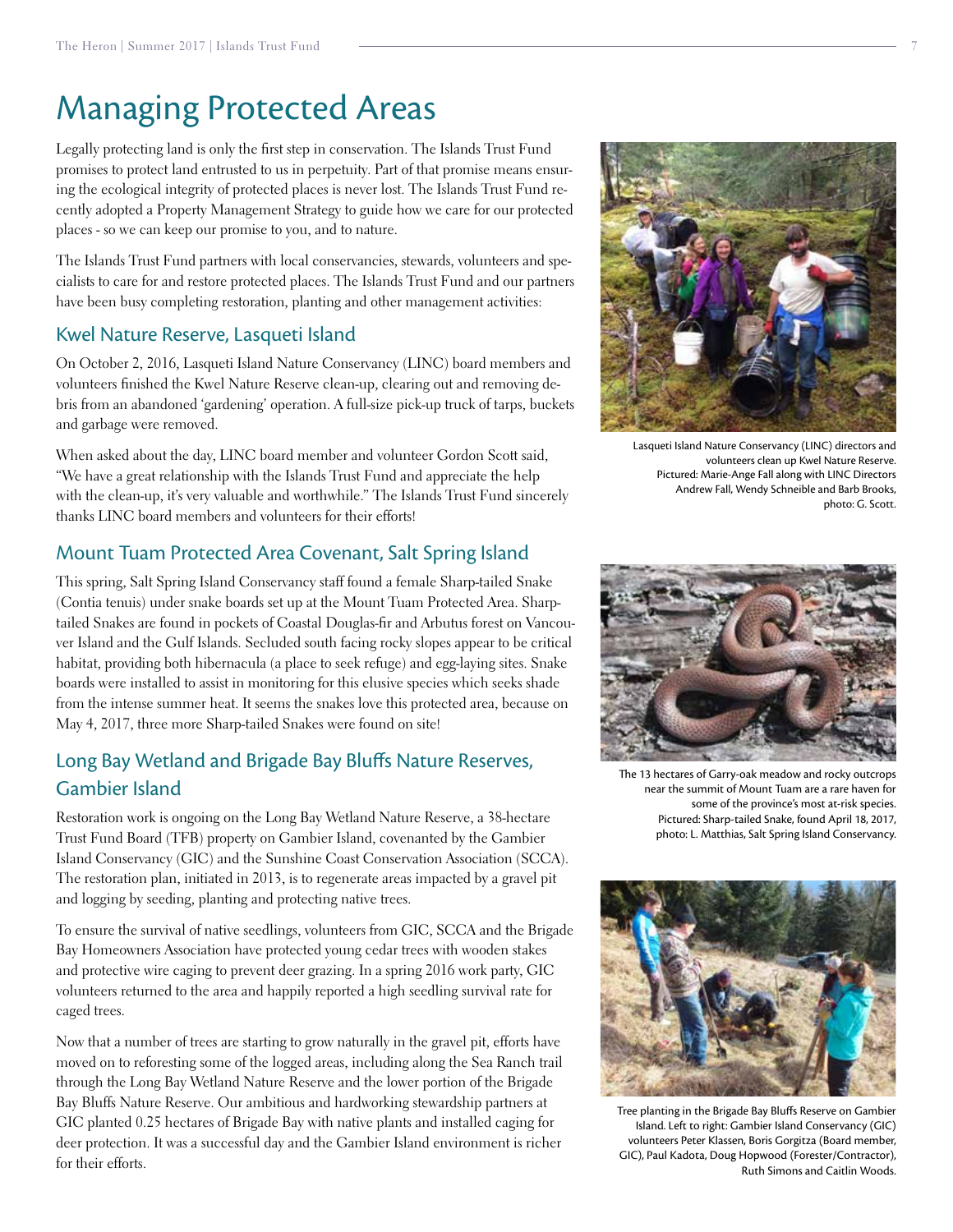# Managing Protected Areas

Legally protecting land is only the first step in conservation. The Islands Trust Fund promises to protect land entrusted to us in perpetuity. Part of that promise means ensuring the ecological integrity of protected places is never lost. The Islands Trust Fund recently adopted a Property Management Strategy to guide how we care for our protected places - so we can keep our promise to you, and to nature.

The Islands Trust Fund partners with local conservancies, stewards, volunteers and specialists to care for and restore protected places. The Islands Trust Fund and our partners have been busy completing restoration, planting and other management activities:

## Kwel Nature Reserve, Lasqueti Island

On October 2, 2016, Lasqueti Island Nature Conservancy (LINC) board members and volunteers finished the Kwel Nature Reserve clean-up, clearing out and removing debris from an abandoned 'gardening' operation. A full-size pick-up truck of tarps, buckets and garbage were removed.

When asked about the day, LINC board member and volunteer Gordon Scott said, "We have a great relationship with the Islands Trust Fund and appreciate the help with the clean-up, it's very valuable and worthwhile." The Islands Trust Fund sincerely thanks LINC board members and volunteers for their efforts!

Lasqueti Island Nature Conservancy (LINC) directors and volunteers clean up Kwel Nature Reserve. Pictured: Marie-Ange Fall along with LINC Directors Andrew Fall, Wendy Schneible and Barb Brooks, photo: G. Scott.

## Mount Tuam Protected Area Covenant, Salt Spring Island

This spring, Salt Spring Island Conservancy staff found a female Sharp-tailed Snake (Contia tenuis) under snake boards set up at the Mount Tuam Protected Area. Sharp-tailed Snakes are found in pockets of Coastal Douglas-fir and Arbutus forest on Vancouver Island and the Gulf Islands. Secluded south facing rocky slopes appear to be critical habitat, providing both hibernacula (a place to seek refuge) and egg-laying sites. Snake boards were installed to assist in monitoring for this elusive species which seeks shade from the intense summer heat. It seems the snakes love this protected area, because on May 4, 2017, three more Sharp-tailed Snakes were found on site!

The 13 hectares of Garry-oak meadow and rocky outcrops near the summit of Mount Tuam are a rare haven for some of the province's most at-risk species. Pictured: Sharp-tailed Snake, found April 18, 2017, photo: L. Matthias, Salt Spring Island Conservancy.

## Long Bay Wetland and Brigade Bay Bluffs Nature Reserves, Gambier Island

Restoration work is ongoing on the Long Bay Wetland Nature Reserve, a 38-hectare Trust Fund Board (TFB) property on Gambier Island, covenanted by the Gambier Island Conservancy (GIC) and the Sunshine Coast Conservation Association (SCCA). The restoration plan, initiated in 2013, is to regenerate areas impacted by a gravel pit and logging by seeding, planting and protecting native trees.

To ensure the survival of native seedlings, volunteers from GIC, SCCA and the Brigade Bay Homeowners Association have protected young cedar trees with wooden stakes and protective wire caging to prevent deer grazing. In a spring 2016 work party, GIC volunteers returned to the area and happily reported a high seedling survival rate for caged trees.

Now that a number of trees are starting to grow naturally in the gravel pit, efforts have moved on to reforesting some of the logged areas, including along the Sea Ranch trail through the Long Bay Wetland Nature Reserve and the lower portion of the Brigade Bay Bluffs Nature Reserve. Our ambitious and hardworking stewardship partners at GIC planted 0.25 hectares of Brigade Bay with native plants and installed caging for deer protection. It was a successful day and the Gambier Island environment is richer for their efforts.

Tree planting in the Brigade Bay Bluffs Reserve on Gambier Island. Left to right: Gambier Island Conservancy (GIC) volunteers Peter Klassen, Boris Gorgitza (Board member, GIC), Paul Kadota, Doug Hopwood (Forester/Contractor), Ruth Simons and Caitlin Woods.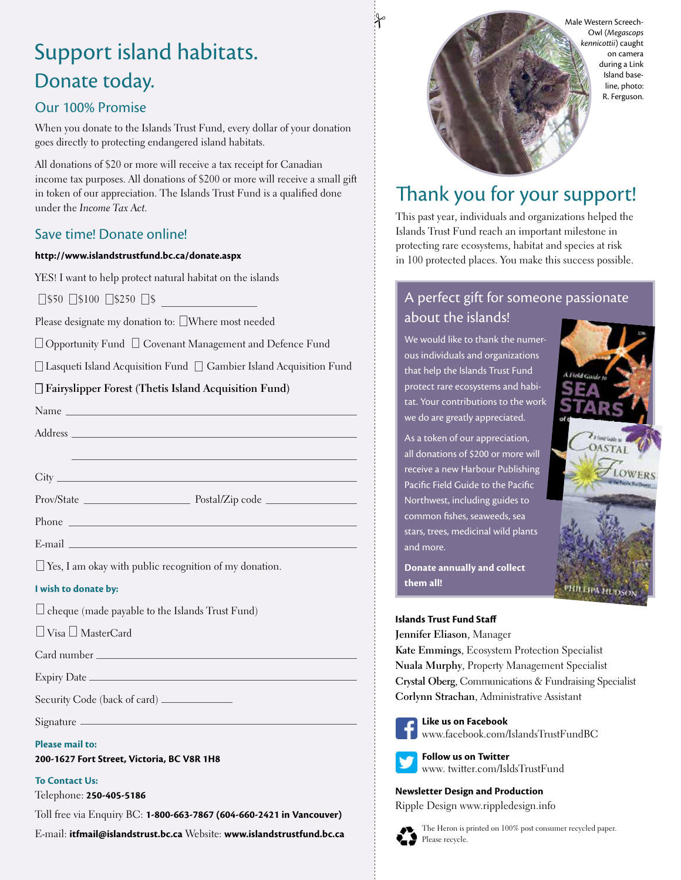# Support island habitats.

## Donate today.

### Our 100% Promise

When you donate to the Islands Trust Fund, every dollar of your donation goes directly to protecting endangered island habitats.

All donations of $20 or more will receive a tax receipt for Canadian income tax purposes. All donations of $200 or more will receive a small gift in token of our appreciation. The Islands Trust Fund is a qualified done under the *Income Tax Act.*

### Save time! Donate online!

**http://www.islandstrustfund.bc.ca/donate.aspx**

YES! I want to help protect natural habitat on the islands

☐ $50 ☐ $100 ☐ $250 ☐ $ ________________

Please designate my donation to: ☐ Where most needed

☐ Opportunity Fund ☐ Covenant Management and Defence Fund

☐ Lasqueti Island Acquisition Fund ☐ Gambier Island Acquisition Fund

☐ **Fairyslipper Forest (Thetis Island Acquisition Fund)**

Name ________________________________________

Address ________________________________________

________________________________________

City ________________________________________

Prov/State ________________ Postal/Zip code ________________

Phone ________________________________________

E-mail ________________________________________

☐ Yes, I am okay with public recognition of my donation.

**I wish to donate by:**

☐ cheque (made payable to the Islands Trust Fund)

☐ Visa ☐ MasterCard

Card number ________________________________________

Expiry Date ________________________________________

Security Code (back of card) ____________

Signature ________________________________________

**Please mail to:**

**200-1627 Fort Street, Victoria, BC V8R 1H8**

**To Contact Us:**

Telephone: **250-405-5186**

Toll free via Enquiry BC: **1-800-663-7867 (604-660-2421 in Vancouver)**

E-mail: **itfmail@islandstrust.bc.ca** Website: **www.islandstrustfund.bc.ca**

Male Western Screech-Owl (*Megascops kennicottii*) caught on camera during a Link Island baseline, photo: R. Ferguson.

## Thank you for your support!

This past year, individuals and organizations helped the Islands Trust Fund reach an important milestone in protecting rare ecosystems, habitat and species at risk in 100 protected places. You make this success possible.

### A perfect gift for someone passionate about the islands!

We would like to thank the numerous individuals and organizations that help the Islands Trust Fund protect rare ecosystems and habitat. Your contributions to the work we do are greatly appreciated.

As a token of our appreciation, all donations of $200 or more will receive a new Harbour Publishing Pacific Field Guide to the Pacific Northwest, including guides to common fishes, seaweeds, sea stars, trees, medicinal wild plants and more.

**Donate annually and collect them all!**

**Islands Trust Fund Staff**

**Jennifer Eliason**, Manager
**Kate Emmings**, Ecosystem Protection Specialist
**Nuala Murphy**, Property Management Specialist
**Crystal Oberg**, Communications & Fundraising Specialist
**Corlynn Strachan**, Administrative Assistant

**Like us on Facebook**
www.facebook.com/IslandsTrustFundBC

**Follow us on Twitter**
www. twitter.com/IsldsTrustFund

**Newsletter Design and Production**
Ripple Design www.rippledesign.info

The Heron is printed on 100% post consumer recycled paper. Please recycle.